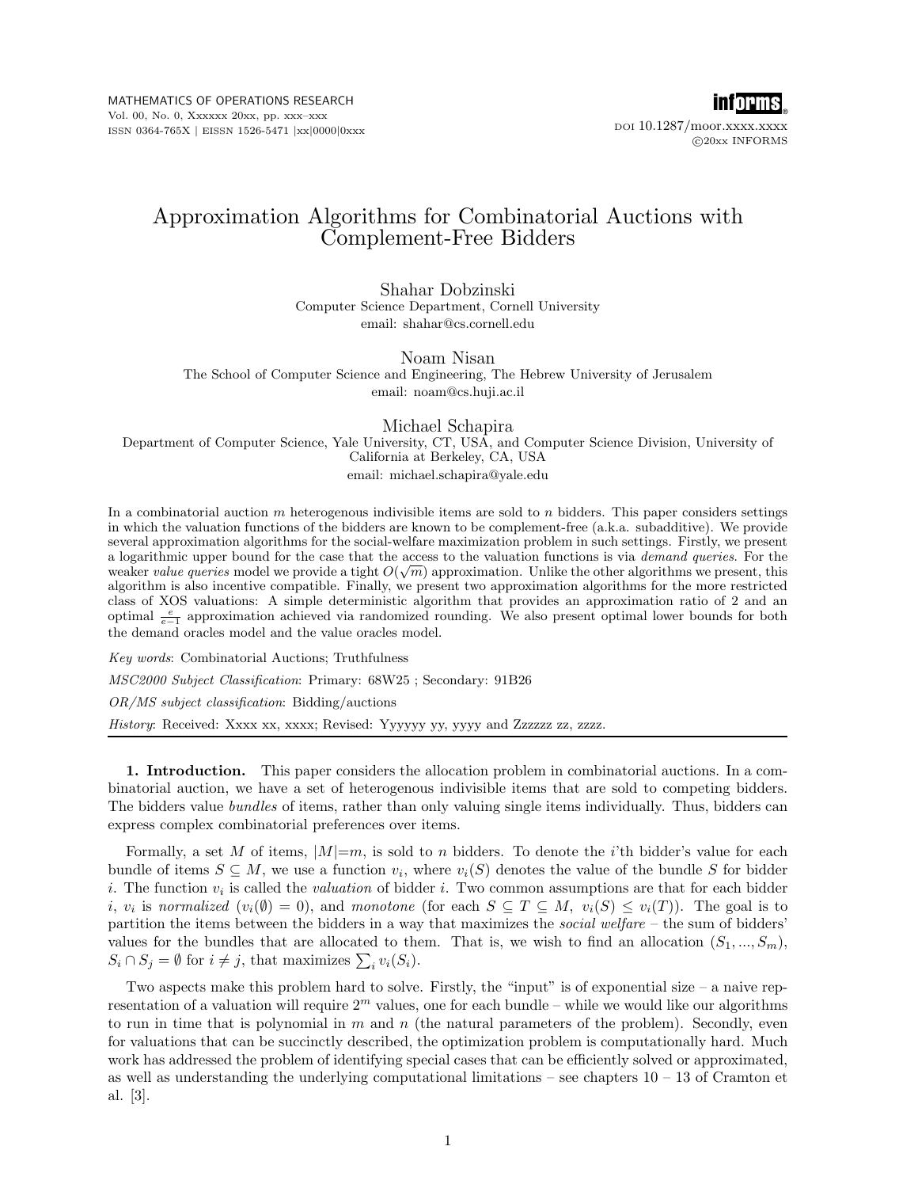# Approximation Algorithms for Combinatorial Auctions with Complement-Free Bidders

Shahar Dobzinski
Computer Science Department, Cornell University
email: shahar@cs.cornell.edu

Noam Nisan
The School of Computer Science and Engineering, The Hebrew University of Jerusalem
email: noam@cs.huji.ac.il

Michael Schapira
Department of Computer Science, Yale University, CT, USA, and Computer Science Division, University of California at Berkeley, CA, USA
email: michael.schapira@yale.edu

In a combinatorial auction $m$ heterogenous indivisible items are sold to $n$ bidders. This paper considers settings in which the valuation functions of the bidders are known to be complement-free (a.k.a. subadditive). We provide several approximation algorithms for the social-welfare maximization problem in such settings. Firstly, we present a logarithmic upper bound for the case that the access to the valuation functions is via *demand queries*. For the weaker *value queries* model we provide a tight $O(\sqrt{m})$ approximation. Unlike the other algorithms we present, this algorithm is also incentive compatible. Finally, we present two approximation algorithms for the more restricted class of XOS valuations: A simple deterministic algorithm that provides an approximation ratio of 2 and an optimal $\frac{e}{e-1}$ approximation achieved via randomized rounding. We also present optimal lower bounds for both the demand oracles model and the value oracles model.

*Key words*: Combinatorial Auctions; Truthfulness

*MSC2000 Subject Classification*: Primary: 68W25 ; Secondary: 91B26

*OR/MS subject classification*: Bidding/auctions

*History*: Received: Xxxx xx, xxxx; Revised: Yyyyyy yy, yyyy and Zzzzzz zz, zzzz.

## 1. Introduction.

This paper considers the allocation problem in combinatorial auctions. In a combinatorial auction, we have a set of heterogenous indivisible items that are sold to competing bidders. The bidders value *bundles* of items, rather than only valuing single items individually. Thus, bidders can express complex combinatorial preferences over items.

Formally, a set $M$ of items, $|M|=m$, is sold to $n$ bidders. To denote the $i$'th bidder's value for each bundle of items $S \subseteq M$, we use a function $v_i$, where $v_i(S)$ denotes the value of the bundle $S$ for bidder $i$. The function $v_i$ is called the *valuation* of bidder $i$. Two common assumptions are that for each bidder $i$, $v_i$ is *normalized* ($v_i(\emptyset) = 0$), and *monotone* (for each $S \subseteq T \subseteq M$, $v_i(S) \leq v_i(T)$). The goal is to partition the items between the bidders in a way that maximizes the *social welfare* – the sum of bidders' values for the bundles that are allocated to them. That is, we wish to find an allocation $(S_1, ..., S_m)$, $S_i \cap S_j = \emptyset$ for $i \neq j$, that maximizes $\sum_i v_i(S_i)$.

Two aspects make this problem hard to solve. Firstly, the "input" is of exponential size – a naive representation of a valuation will require $2^m$ values, one for each bundle – while we would like our algorithms to run in time that is polynomial in $m$ and $n$ (the natural parameters of the problem). Secondly, even for valuations that can be succinctly described, the optimization problem is computationally hard. Much work has addressed the problem of identifying special cases that can be efficiently solved or approximated, as well as understanding the underlying computational limitations – see chapters 10 – 13 of Cramton et al. [3].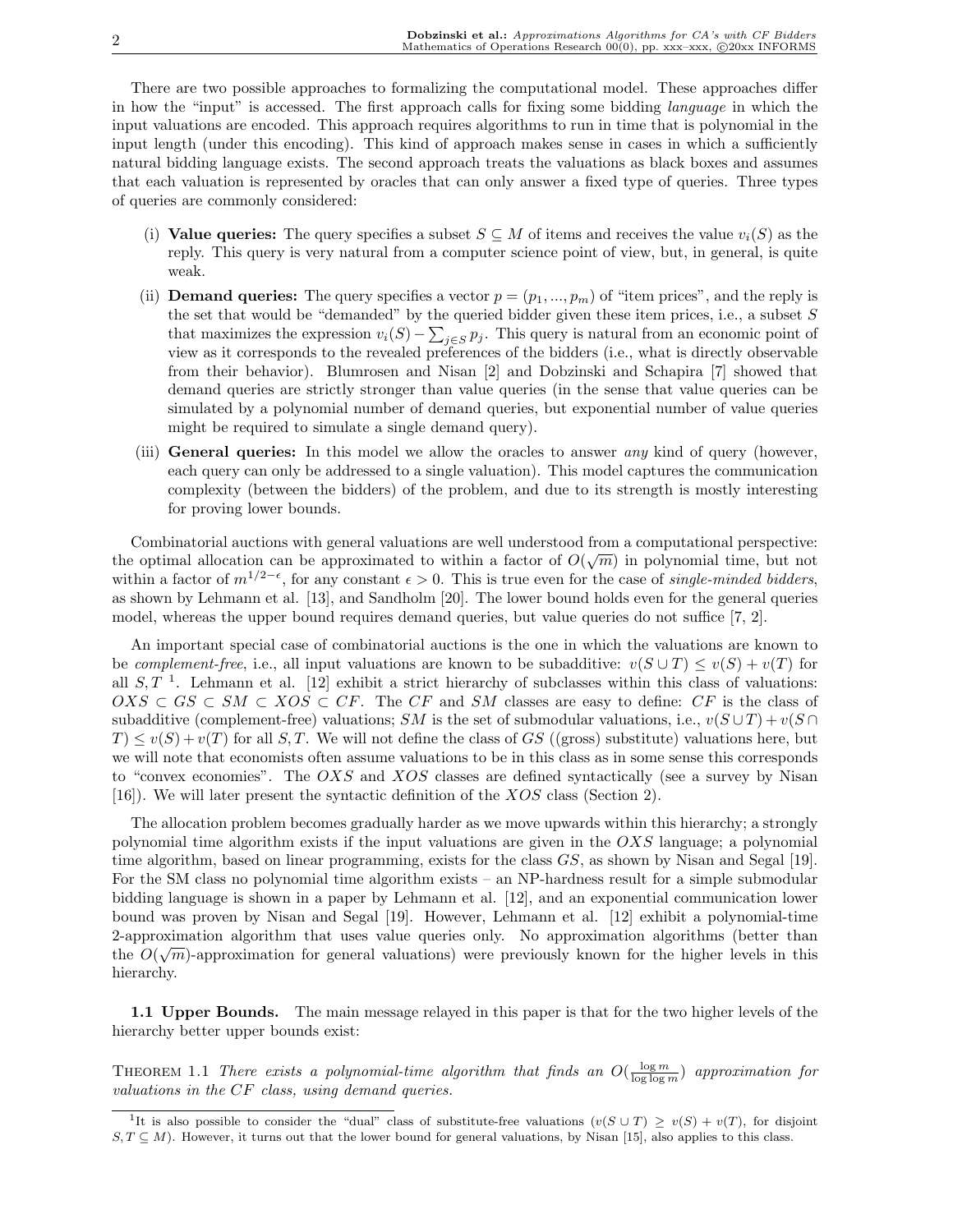There are two possible approaches to formalizing the computational model. These approaches differ in how the "input" is accessed. The first approach calls for fixing some bidding *language* in which the input valuations are encoded. This approach requires algorithms to run in time that is polynomial in the input length (under this encoding). This kind of approach makes sense in cases in which a sufficiently natural bidding language exists. The second approach treats the valuations as black boxes and assumes that each valuation is represented by oracles that can only answer a fixed type of queries. Three types of queries are commonly considered:

(i) **Value queries:** The query specifies a subset $S \subseteq M$ of items and receives the value $v_i(S)$ as the reply. This query is very natural from a computer science point of view, but, in general, is quite weak.

(ii) **Demand queries:** The query specifies a vector $p = (p_1, ..., p_m)$ of "item prices", and the reply is the set that would be "demanded" by the queried bidder given these item prices, i.e., a subset $S$ that maximizes the expression $v_i(S) - \sum_{j \in S} p_j$. This query is natural from an economic point of view as it corresponds to the revealed preferences of the bidders (i.e., what is directly observable from their behavior). Blumrosen and Nisan [2] and Dobzinski and Schapira [7] showed that demand queries are strictly stronger than value queries (in the sense that value queries can be simulated by a polynomial number of demand queries, but exponential number of value queries might be required to simulate a single demand query).

(iii) **General queries:** In this model we allow the oracles to answer *any* kind of query (however, each query can only be addressed to a single valuation). This model captures the communication complexity (between the bidders) of the problem, and due to its strength is mostly interesting for proving lower bounds.

Combinatorial auctions with general valuations are well understood from a computational perspective: the optimal allocation can be approximated to within a factor of $O(\sqrt{m})$ in polynomial time, but not within a factor of $m^{1/2-\epsilon}$, for any constant $\epsilon > 0$. This is true even for the case of *single-minded bidders*, as shown by Lehmann et al. [13], and Sandholm [20]. The lower bound holds even for the general queries model, whereas the upper bound requires demand queries, but value queries do not suffice [7, 2].

An important special case of combinatorial auctions is the one in which the valuations are known to be *complement-free*, i.e., all input valuations are known to be subadditive: $v(S \cup T) \leq v(S) + v(T)$ for all $S, T$ [1]. Lehmann et al. [12] exhibit a strict hierarchy of subclasses within this class of valuations: $OXS \subset GS \subset SM \subset XOS \subset CF$. The $CF$ and $SM$ classes are easy to define: $CF$ is the class of subadditive (complement-free) valuations; $SM$ is the set of submodular valuations, i.e., $v(S \cup T) + v(S \cap T) \leq v(S) + v(T)$ for all $S, T$. We will not define the class of $GS$ ((gross) substitute) valuations here, but we will note that economists often assume valuations to be in this class as in some sense this corresponds to "convex economies". The $OXS$ and $XOS$ classes are defined syntactically (see a survey by Nisan [16]). We will later present the syntactic definition of the $XOS$ class (Section 2).

The allocation problem becomes gradually harder as we move upwards within this hierarchy; a strongly polynomial time algorithm exists if the input valuations are given in the $OXS$ language; a polynomial time algorithm, based on linear programming, exists for the class $GS$, as shown by Nisan and Segal [19]. For the SM class no polynomial time algorithm exists – an NP-hardness result for a simple submodular bidding language is shown in a paper by Lehmann et al. [12], and an exponential communication lower bound was proven by Nisan and Segal [19]. However, Lehmann et al. [12] exhibit a polynomial-time 2-approximation algorithm that uses value queries only. No approximation algorithms (better than the $O(\sqrt{m})$-approximation for general valuations) were previously known for the higher levels in this hierarchy.

**1.1 Upper Bounds.** The main message relayed in this paper is that for the two higher levels of the hierarchy better upper bounds exist:

THEOREM 1.1 *There exists a polynomial-time algorithm that finds an $O(\frac{\log m}{\log \log m})$ approximation for valuations in the $CF$ class, using demand queries.*

[1] It is also possible to consider the "dual" class of substitute-free valuations ($v(S \cup T) \geq v(S) + v(T)$, for disjoint $S, T \subseteq M$). However, it turns out that the lower bound for general valuations, by Nisan [15], also applies to this class.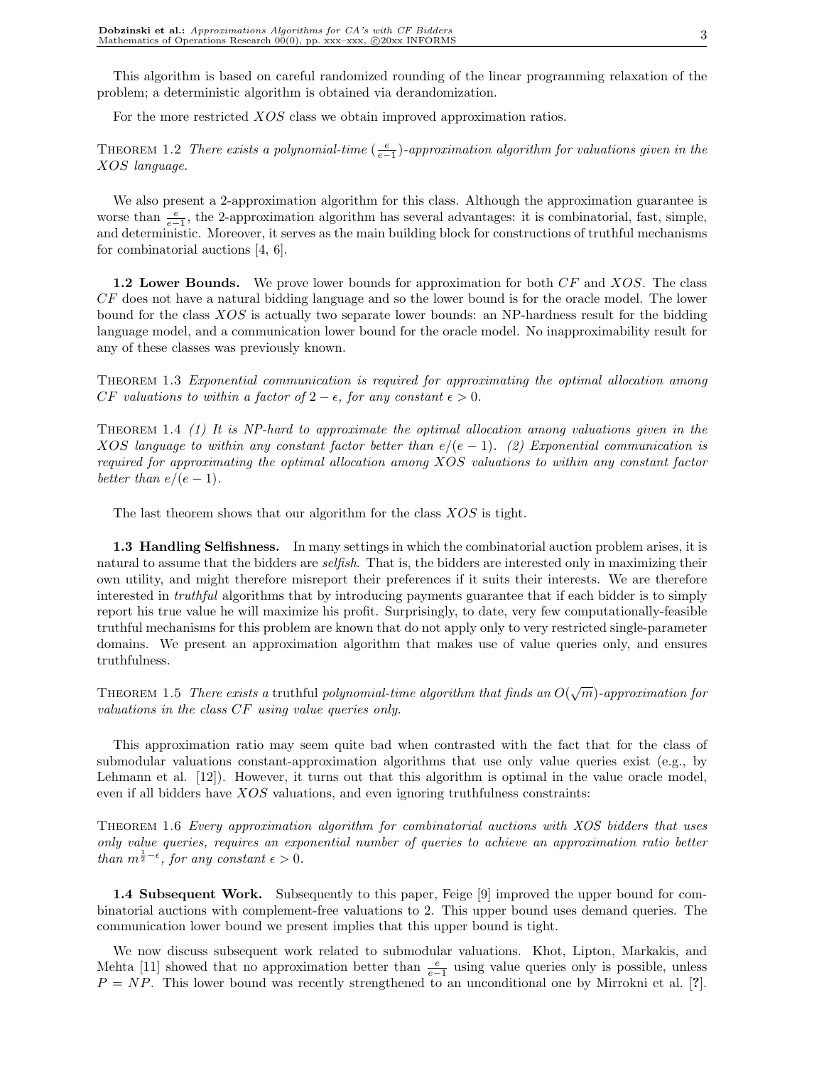This algorithm is based on careful randomized rounding of the linear programming relaxation of the problem; a deterministic algorithm is obtained via derandomization.

For the more restricted $XOS$ class we obtain improved approximation ratios.

THEOREM 1.2 *There exists a polynomial-time* $(\frac{e}{e-1})$*-approximation algorithm for valuations given in the* $XOS$ *language.*

We also present a 2-approximation algorithm for this class. Although the approximation guarantee is worse than $\frac{e}{e-1}$, the 2-approximation algorithm has several advantages: it is combinatorial, fast, simple, and deterministic. Moreover, it serves as the main building block for constructions of truthful mechanisms for combinatorial auctions [4, 6].

**1.2 Lower Bounds.** We prove lower bounds for approximation for both $CF$ and $XOS$. The class $CF$ does not have a natural bidding language and so the lower bound is for the oracle model. The lower bound for the class $XOS$ is actually two separate lower bounds: an NP-hardness result for the bidding language model, and a communication lower bound for the oracle model. No inapproximability result for any of these classes was previously known.

THEOREM 1.3 *Exponential communication is required for approximating the optimal allocation among* $CF$ *valuations to within a factor of* $2 - \epsilon$*, for any constant* $\epsilon > 0$*.*

THEOREM 1.4 *(1) It is NP-hard to approximate the optimal allocation among valuations given in the* $XOS$ *language to within any constant factor better than* $e/(e-1)$*. (2) Exponential communication is required for approximating the optimal allocation among* $XOS$ *valuations to within any constant factor better than* $e/(e-1)$*.*

The last theorem shows that our algorithm for the class $XOS$ is tight.

**1.3 Handling Selfishness.** In many settings in which the combinatorial auction problem arises, it is natural to assume that the bidders are *selfish*. That is, the bidders are interested only in maximizing their own utility, and might therefore misreport their preferences if it suits their interests. We are therefore interested in *truthful* algorithms that by introducing payments guarantee that if each bidder is to simply report his true value he will maximize his profit. Surprisingly, to date, very few computationally-feasible truthful mechanisms for this problem are known that do not apply only to very restricted single-parameter domains. We present an approximation algorithm that makes use of value queries only, and ensures truthfulness.

THEOREM 1.5 *There exists a* truthful *polynomial-time algorithm that finds an* $O(\sqrt{m})$*-approximation for valuations in the class* $CF$ *using value queries only.*

This approximation ratio may seem quite bad when contrasted with the fact that for the class of submodular valuations constant-approximation algorithms that use only value queries exist (e.g., by Lehmann et al. [12]). However, it turns out that this algorithm is optimal in the value oracle model, even if all bidders have $XOS$ valuations, and even ignoring truthfulness constraints:

THEOREM 1.6 *Every approximation algorithm for combinatorial auctions with* $XOS$ *bidders that uses only value queries, requires an exponential number of queries to achieve an approximation ratio better than* $m^{\frac{1}{2}-\epsilon}$*, for any constant* $\epsilon > 0$*.*

**1.4 Subsequent Work.** Subsequently to this paper, Feige [9] improved the upper bound for combinatorial auctions with complement-free valuations to 2. This upper bound uses demand queries. The communication lower bound we present implies that this upper bound is tight.

We now discuss subsequent work related to submodular valuations. Khot, Lipton, Markakis, and Mehta [11] showed that no approximation better than $\frac{e}{e-1}$ using value queries only is possible, unless $P = NP$. This lower bound was recently strengthened to an unconditional one by Mirrokni et al. [**?**].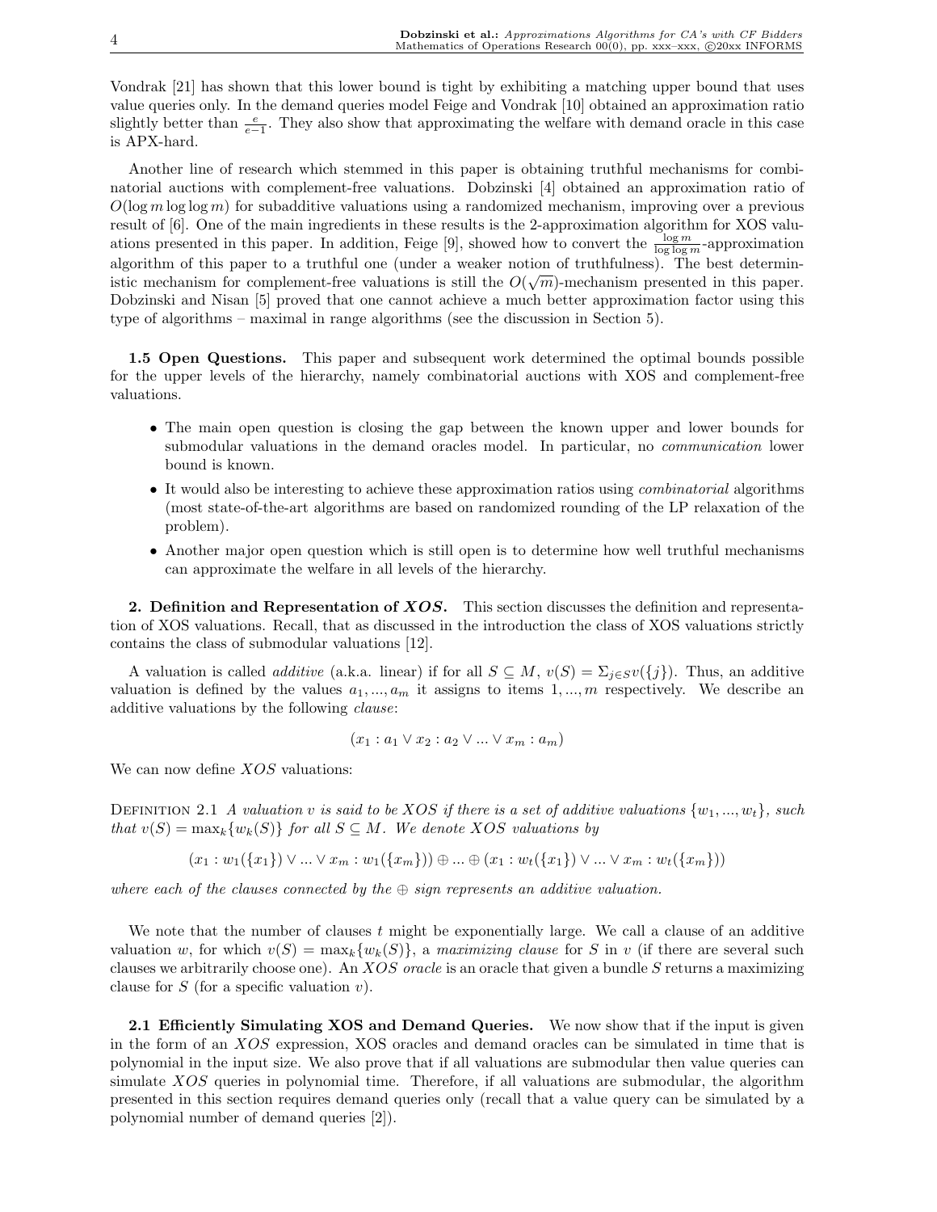Vondrak [21] has shown that this lower bound is tight by exhibiting a matching upper bound that uses value queries only. In the demand queries model Feige and Vondrak [10] obtained an approximation ratio slightly better than $\frac{e}{e-1}$. They also show that approximating the welfare with demand oracle in this case is APX-hard.

Another line of research which stemmed in this paper is obtaining truthful mechanisms for combinatorial auctions with complement-free valuations. Dobzinski [4] obtained an approximation ratio of $O(\log m \log\log m)$ for subadditive valuations using a randomized mechanism, improving over a previous result of [6]. One of the main ingredients in these results is the 2-approximation algorithm for XOS valuations presented in this paper. In addition, Feige [9], showed how to convert the $\frac{\log m}{\log\log m}$-approximation algorithm of this paper to a truthful one (under a weaker notion of truthfulness). The best deterministic mechanism for complement-free valuations is still the $O(\sqrt{m})$-mechanism presented in this paper. Dobzinski and Nisan [5] proved that one cannot achieve a much better approximation factor using this type of algorithms – maximal in range algorithms (see the discussion in Section 5).

**1.5 Open Questions.** This paper and subsequent work determined the optimal bounds possible for the upper levels of the hierarchy, namely combinatorial auctions with XOS and complement-free valuations.

- The main open question is closing the gap between the known upper and lower bounds for submodular valuations in the demand oracles model. In particular, no *communication* lower bound is known.
- It would also be interesting to achieve these approximation ratios using *combinatorial* algorithms (most state-of-the-art algorithms are based on randomized rounding of the LP relaxation of the problem).
- Another major open question which is still open is to determine how well truthful mechanisms can approximate the welfare in all levels of the hierarchy.

## 2. Definition and Representation of *XOS*.

This section discusses the definition and representation of XOS valuations. Recall, that as discussed in the introduction the class of XOS valuations strictly contains the class of submodular valuations [12].

A valuation is called *additive* (a.k.a. linear) if for all $S \subseteq M$, $v(S) = \Sigma_{j\in S} v(\{j\})$. Thus, an additive valuation is defined by the values $a_1, ..., a_m$ it assigns to items $1, ..., m$ respectively. We describe an additive valuations by the following *clause*:

$$(x_1 : a_1 \vee x_2 : a_2 \vee ... \vee x_m : a_m)$$

We can now define $XOS$ valuations:

Definition 2.1 *A valuation $v$ is said to be $XOS$ if there is a set of additive valuations $\{w_1, ..., w_t\}$, such that $v(S) = \max_k\{w_k(S)\}$ for all $S \subseteq M$. We denote $XOS$ valuations by*

$$(x_1 : w_1(\{x_1\}) \vee ... \vee x_m : w_1(\{x_m\})) \oplus ... \oplus (x_1 : w_t(\{x_1\}) \vee ... \vee x_m : w_t(\{x_m\}))$$

*where each of the clauses connected by the $\oplus$ sign represents an additive valuation.*

We note that the number of clauses $t$ might be exponentially large. We call a clause of an additive valuation $w$, for which $v(S) = \max_k\{w_k(S)\}$, a *maximizing clause* for $S$ in $v$ (if there are several such clauses we arbitrarily choose one). An *XOS oracle* is an oracle that given a bundle $S$ returns a maximizing clause for $S$ (for a specific valuation $v$).

**2.1 Efficiently Simulating XOS and Demand Queries.** We now show that if the input is given in the form of an $XOS$ expression, XOS oracles and demand oracles can be simulated in time that is polynomial in the input size. We also prove that if all valuations are submodular then value queries can simulate $XOS$ queries in polynomial time. Therefore, if all valuations are submodular, the algorithm presented in this section requires demand queries only (recall that a value query can be simulated by a polynomial number of demand queries [2]).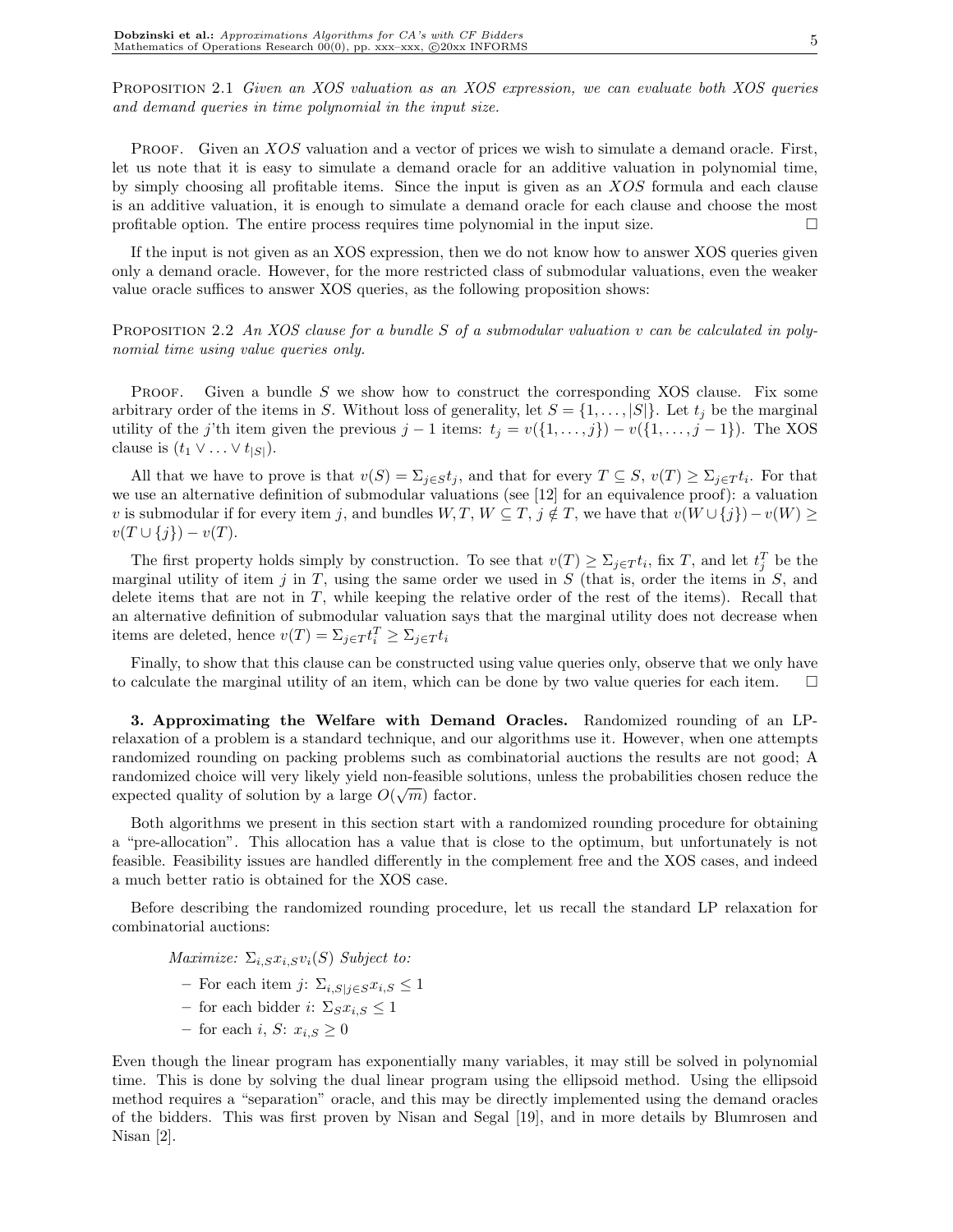Proposition 2.1 *Given an XOS valuation as an XOS expression, we can evaluate both XOS queries and demand queries in time polynomial in the input size.*

Proof. Given an $XOS$ valuation and a vector of prices we wish to simulate a demand oracle. First, let us note that it is easy to simulate a demand oracle for an additive valuation in polynomial time, by simply choosing all profitable items. Since the input is given as an $XOS$ formula and each clause is an additive valuation, it is enough to simulate a demand oracle for each clause and choose the most profitable option. The entire process requires time polynomial in the input size. □

If the input is not given as an XOS expression, then we do not know how to answer XOS queries given only a demand oracle. However, for the more restricted class of submodular valuations, even the weaker value oracle suffices to answer XOS queries, as the following proposition shows:

Proposition 2.2 *An XOS clause for a bundle $S$ of a submodular valuation $v$ can be calculated in polynomial time using value queries only.*

Proof. Given a bundle $S$ we show how to construct the corresponding XOS clause. Fix some arbitrary order of the items in $S$. Without loss of generality, let $S = \{1, \ldots, |S|\}$. Let $t_j$ be the marginal utility of the $j$'th item given the previous $j-1$ items: $t_j = v(\{1, \ldots, j\}) - v(\{1, \ldots, j-1\})$. The XOS clause is $(t_1 \vee \ldots \vee t_{|S|})$.

All that we have to prove is that $v(S) = \Sigma_{j \in S} t_j$, and that for every $T \subseteq S$, $v(T) \geq \Sigma_{j \in T} t_i$. For that we use an alternative definition of submodular valuations (see [12] for an equivalence proof): a valuation $v$ is submodular if for every item $j$, and bundles $W, T$, $W \subseteq T$, $j \notin T$, we have that $v(W \cup \{j\}) - v(W) \geq v(T \cup \{j\}) - v(T)$.

The first property holds simply by construction. To see that $v(T) \geq \Sigma_{j \in T} t_i$, fix $T$, and let $t_j^T$ be the marginal utility of item $j$ in $T$, using the same order we used in $S$ (that is, order the items in $S$, and delete items that are not in $T$, while keeping the relative order of the rest of the items). Recall that an alternative definition of submodular valuation says that the marginal utility does not decrease when items are deleted, hence $v(T) = \Sigma_{j \in T} t_i^T \geq \Sigma_{j \in T} t_i$

Finally, to show that this clause can be constructed using value queries only, observe that we only have to calculate the marginal utility of an item, which can be done by two value queries for each item. □

**3. Approximating the Welfare with Demand Oracles.** Randomized rounding of an LP-relaxation of a problem is a standard technique, and our algorithms use it. However, when one attempts randomized rounding on packing problems such as combinatorial auctions the results are not good; A randomized choice will very likely yield non-feasible solutions, unless the probabilities chosen reduce the expected quality of solution by a large $O(\sqrt{m})$ factor.

Both algorithms we present in this section start with a randomized rounding procedure for obtaining a "pre-allocation". This allocation has a value that is close to the optimum, but unfortunately is not feasible. Feasibility issues are handled differently in the complement free and the XOS cases, and indeed a much better ratio is obtained for the XOS case.

Before describing the randomized rounding procedure, let us recall the standard LP relaxation for combinatorial auctions:

*Maximize:* $\Sigma_{i,S} x_{i,S} v_i(S)$ *Subject to:*

- For each item $j$: $\Sigma_{i,S|j \in S} x_{i,S} \leq 1$
- for each bidder $i$: $\Sigma_S x_{i,S} \leq 1$
- for each $i$, $S$: $x_{i,S} \geq 0$

Even though the linear program has exponentially many variables, it may still be solved in polynomial time. This is done by solving the dual linear program using the ellipsoid method. Using the ellipsoid method requires a "separation" oracle, and this may be directly implemented using the demand oracles of the bidders. This was first proven by Nisan and Segal [19], and in more details by Blumrosen and Nisan [2].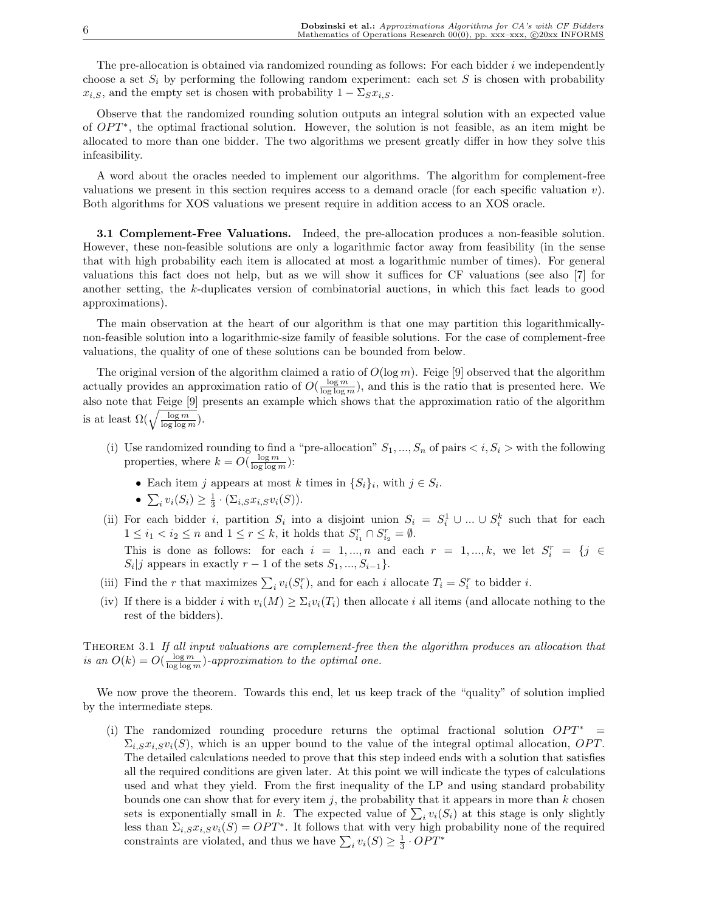The pre-allocation is obtained via randomized rounding as follows: For each bidder $i$ we independently choose a set $S_i$ by performing the following random experiment: each set $S$ is chosen with probability $x_{i,S}$, and the empty set is chosen with probability $1 - \Sigma_S x_{i,S}$.

Observe that the randomized rounding solution outputs an integral solution with an expected value of $OPT^*$, the optimal fractional solution. However, the solution is not feasible, as an item might be allocated to more than one bidder. The two algorithms we present greatly differ in how they solve this infeasibility.

A word about the oracles needed to implement our algorithms. The algorithm for complement-free valuations we present in this section requires access to a demand oracle (for each specific valuation $v$). Both algorithms for XOS valuations we present require in addition access to an XOS oracle.

**3.1 Complement-Free Valuations.** Indeed, the pre-allocation produces a non-feasible solution. However, these non-feasible solutions are only a logarithmic factor away from feasibility (in the sense that with high probability each item is allocated at most a logarithmic number of times). For general valuations this fact does not help, but as we will show it suffices for CF valuations (see also [7] for another setting, the $k$-duplicates version of combinatorial auctions, in which this fact leads to good approximations).

The main observation at the heart of our algorithm is that one may partition this logarithmically-non-feasible solution into a logarithmic-size family of feasible solutions. For the case of complement-free valuations, the quality of one of these solutions can be bounded from below.

The original version of the algorithm claimed a ratio of $O(\log m)$. Feige [9] observed that the algorithm actually provides an approximation ratio of $O(\frac{\log m}{\log \log m})$, and this is the ratio that is presented here. We also note that Feige [9] presents an example which shows that the approximation ratio of the algorithm is at least $\Omega(\sqrt{\frac{\log m}{\log \log m}})$.

(i) Use randomized rounding to find a "pre-allocation" $S_1, ..., S_n$ of pairs $< i, S_i >$ with the following properties, where $k = O(\frac{\log m}{\log \log m})$:
   - Each item $j$ appears at most $k$ times in $\{S_i\}_i$, with $j \in S_i$.
   - $\sum_i v_i(S_i) \geq \frac{1}{3} \cdot (\Sigma_{i,S} x_{i,S} v_i(S))$.

(ii) For each bidder $i$, partition $S_i$ into a disjoint union $S_i = S_i^1 \cup ... \cup S_i^k$ such that for each $1 \leq i_1 < i_2 \leq n$ and $1 \leq r \leq k$, it holds that $S_{i_1}^r \cap S_{i_2}^r = \emptyset$.
   This is done as follows: for each $i = 1, ..., n$ and each $r = 1, ..., k$, we let $S_i^r = \{j \in S_i | j \text{ appears in exactly } r-1 \text{ of the sets } S_1, ..., S_{i-1}\}$.

(iii) Find the $r$ that maximizes $\sum_i v_i(S_i^r)$, and for each $i$ allocate $T_i = S_i^r$ to bidder $i$.

(iv) If there is a bidder $i$ with $v_i(M) \geq \Sigma_i v_i(T_i)$ then allocate $i$ all items (and allocate nothing to the rest of the bidders).

THEOREM 3.1 *If all input valuations are complement-free then the algorithm produces an allocation that is an $O(k) = O(\frac{\log m}{\log \log m})$-approximation to the optimal one.*

We now prove the theorem. Towards this end, let us keep track of the "quality" of solution implied by the intermediate steps.

(i) The randomized rounding procedure returns the optimal fractional solution $OPT^* = \Sigma_{i,S} x_{i,S} v_i(S)$, which is an upper bound to the value of the integral optimal allocation, $OPT$. The detailed calculations needed to prove that this step indeed ends with a solution that satisfies all the required conditions are given later. At this point we will indicate the types of calculations used and what they yield. From the first inequality of the LP and using standard probability bounds one can show that for every item $j$, the probability that it appears in more than $k$ chosen sets is exponentially small in $k$. The expected value of $\sum_i v_i(S_i)$ at this stage is only slightly less than $\Sigma_{i,S} x_{i,S} v_i(S) = OPT^*$. It follows that with very high probability none of the required constraints are violated, and thus we have $\sum_i v_i(S) \geq \frac{1}{3} \cdot OPT^*$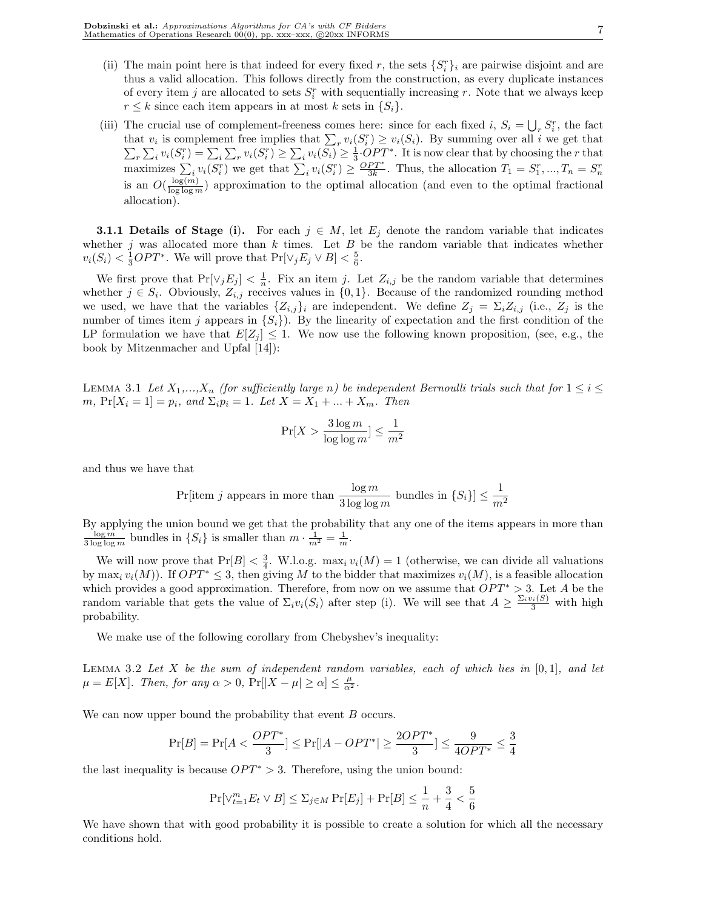(ii) The main point here is that indeed for every fixed $r$, the sets $\{S_i^r\}_i$ are pairwise disjoint and are thus a valid allocation. This follows directly from the construction, as every duplicate instances of every item $j$ are allocated to sets $S_i^r$ with sequentially increasing $r$. Note that we always keep $r \le k$ since each item appears in at most $k$ sets in $\{S_i\}$.

(iii) The crucial use of complement-freeness comes here: since for each fixed $i$, $S_i = \bigcup_r S_i^r$, the fact that $v_i$ is complement free implies that $\sum_r v_i(S_i^r) \ge v_i(S_i)$. By summing over all $i$ we get that $\sum_r \sum_i v_i(S_i^r) = \sum_i \sum_r v_i(S_i^r) \ge \sum_i v_i(S_i) \ge \frac{1}{3} \cdot OPT^*$. It is now clear that by choosing the $r$ that maximizes $\sum_i v_i(S_i^r)$ we get that $\sum_i v_i(S_i^r) \ge \frac{OPT^*}{3k}$. Thus, the allocation $T_1 = S_1^r, \ldots, T_n = S_n^r$ is an $O(\frac{\log(m)}{\log\log m})$ approximation to the optimal allocation (and even to the optimal fractional allocation).

**3.1.1 Details of Stage (i).** For each $j \in M$, let $E_j$ denote the random variable that indicates whether $j$ was allocated more than $k$ times. Let $B$ be the random variable that indicates whether $v_i(S_i) < \frac{1}{3}OPT^*$. We will prove that $\Pr[\vee_j E_j \vee B] < \frac{5}{6}$.

We first prove that $\Pr[\vee_j E_j] < \frac{1}{n}$. Fix an item $j$. Let $Z_{i,j}$ be the random variable that determines whether $j \in S_i$. Obviously, $Z_{i,j}$ receives values in $\{0,1\}$. Because of the randomized rounding method we used, we have that the variables $\{Z_{i,j}\}_i$ are independent. We define $Z_j = \Sigma_i Z_{i,j}$ (i.e., $Z_j$ is the number of times item $j$ appears in $\{S_i\}$). By the linearity of expectation and the first condition of the LP formulation we have that $E[Z_j] \le 1$. We now use the following known proposition, (see, e.g., the book by Mitzenmacher and Upfal [14]):

LEMMA 3.1 *Let $X_1,\ldots,X_n$ (for sufficiently large $n$) be independent Bernoulli trials such that for $1 \le i \le m$, $\Pr[X_i = 1] = p_i$, and $\Sigma_i p_i = 1$. Let $X = X_1 + \ldots + X_m$. Then*

$$\Pr[X > \frac{3\log m}{\log\log m}] \le \frac{1}{m^2}$$

and thus we have that

$$\Pr[\text{item } j \text{ appears in more than } \frac{\log m}{3\log\log m} \text{ bundles in } \{S_i\}] \le \frac{1}{m^2}$$

By applying the union bound we get that the probability that any one of the items appears in more than $\frac{\log m}{3\log\log m}$ bundles in $\{S_i\}$ is smaller than $m \cdot \frac{1}{m^2} = \frac{1}{m}$.

We will now prove that $\Pr[B] < \frac{3}{4}$. W.l.o.g. $\max_i v_i(M) = 1$ (otherwise, we can divide all valuations by $\max_i v_i(M)$). If $OPT^* \le 3$, then giving $M$ to the bidder that maximizes $v_i(M)$, is a feasible allocation which provides a good approximation. Therefore, from now on we assume that $OPT^* > 3$. Let $A$ be the random variable that gets the value of $\Sigma_i v_i(S_i)$ after step (i). We will see that $A \ge \frac{\Sigma_i v_i(S)}{3}$ with high probability.

We make use of the following corollary from Chebyshev's inequality:

LEMMA 3.2 *Let $X$ be the sum of independent random variables, each of which lies in $[0,1]$, and let $\mu = E[X]$. Then, for any $\alpha > 0$, $\Pr[|X - \mu| \ge \alpha] \le \frac{\mu}{\alpha^2}$.*

We can now upper bound the probability that event $B$ occurs.

$$\Pr[B] = \Pr[A < \frac{OPT^*}{3}] \le \Pr[|A - OPT^*| \ge \frac{2OPT^*}{3}] \le \frac{9}{4OPT^*} \le \frac{3}{4}$$

the last inequality is because $OPT^* > 3$. Therefore, using the union bound:

$$\Pr[\vee_{t=1}^m E_t \vee B] \le \Sigma_{j \in M} \Pr[E_j] + \Pr[B] \le \frac{1}{n} + \frac{3}{4} < \frac{5}{6}$$

We have shown that with good probability it is possible to create a solution for which all the necessary conditions hold.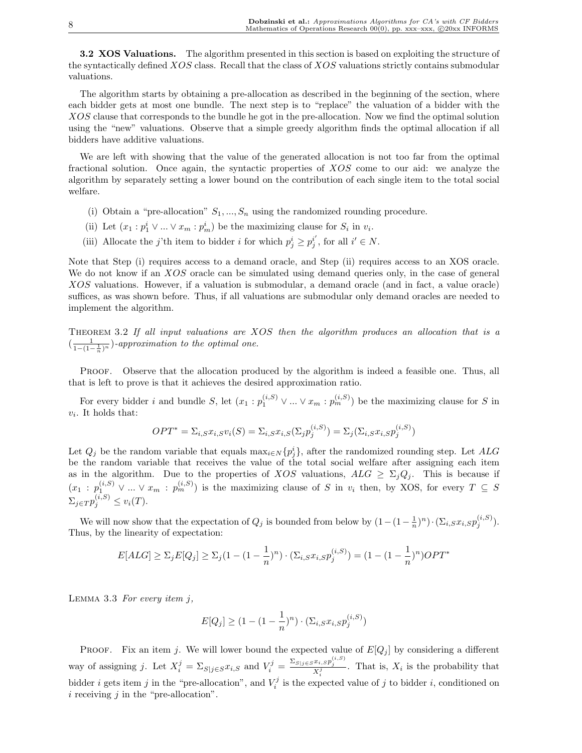**3.2 XOS Valuations.** The algorithm presented in this section is based on exploiting the structure of the syntactically defined $XOS$ class. Recall that the class of $XOS$ valuations strictly contains submodular valuations.

The algorithm starts by obtaining a pre-allocation as described in the beginning of the section, where each bidder gets at most one bundle. The next step is to "replace" the valuation of a bidder with the $XOS$ clause that corresponds to the bundle he got in the pre-allocation. Now we find the optimal solution using the "new" valuations. Observe that a simple greedy algorithm finds the optimal allocation if all bidders have additive valuations.

We are left with showing that the value of the generated allocation is not too far from the optimal fractional solution. Once again, the syntactic properties of $XOS$ come to our aid: we analyze the algorithm by separately setting a lower bound on the contribution of each single item to the total social welfare.

(i) Obtain a "pre-allocation" $S_1, ..., S_n$ using the randomized rounding procedure.

(ii) Let $(x_1 : p_1^i \vee ... \vee x_m : p_m^i)$ be the maximizing clause for $S_i$ in $v_i$.

(iii) Allocate the $j$'th item to bidder $i$ for which $p_j^i \geq p_j^{i'}$, for all $i' \in N$.

Note that Step (i) requires access to a demand oracle, and Step (ii) requires access to an XOS oracle. We do not know if an $XOS$ oracle can be simulated using demand queries only, in the case of general $XOS$ valuations. However, if a valuation is submodular, a demand oracle (and in fact, a value oracle) suffices, as was shown before. Thus, if all valuations are submodular only demand oracles are needed to implement the algorithm.

THEOREM 3.2 *If all input valuations are XOS then the algorithm produces an allocation that is a* $(\frac{1}{1-(1-\frac{1}{n})^n})$*-approximation to the optimal one.*

PROOF. Observe that the allocation produced by the algorithm is indeed a feasible one. Thus, all that is left to prove is that it achieves the desired approximation ratio.

For every bidder $i$ and bundle $S$, let $(x_1 : p_1^{(i,S)} \vee ... \vee x_m : p_m^{(i,S)})$ be the maximizing clause for $S$ in $v_i$. It holds that:

$$OPT^* = \Sigma_{i,S} x_{i,S} v_i(S) = \Sigma_{i,S} x_{i,S} (\Sigma_j p_j^{(i,S)}) = \Sigma_j (\Sigma_{i,S} x_{i,S} p_j^{(i,S)})$$

Let $Q_j$ be the random variable that equals $\max_{i \in N}\{p_j^i\}$, after the randomized rounding step. Let $ALG$ be the random variable that receives the value of the total social welfare after assigning each item as in the algorithm. Due to the properties of $XOS$ valuations, $ALG \geq \Sigma_j Q_j$. This is because if $(x_1 : p_1^{(i,S)} \vee ... \vee x_m : p_m^{(i,S)})$ is the maximizing clause of $S$ in $v_i$ then, by XOS, for every $T \subseteq S$ $\Sigma_{j \in T} p_j^{(i,S)} \leq v_i(T)$.

We will now show that the expectation of $Q_j$ is bounded from below by $(1-(1-\frac{1}{n})^n) \cdot (\Sigma_{i,S} x_{i,S} p_j^{(i,S)})$. Thus, by the linearity of expectation:

$$E[ALG] \geq \Sigma_j E[Q_j] \geq \Sigma_j (1-(1-\frac{1}{n})^n) \cdot (\Sigma_{i,S} x_{i,S} p_j^{(i,S)}) = (1-(1-\frac{1}{n})^n) OPT^*$$

LEMMA 3.3 *For every item $j$,*

$$E[Q_j] \geq (1-(1-\frac{1}{n})^n) \cdot (\Sigma_{i,S} x_{i,S} p_j^{(i,S)})$$

PROOF. Fix an item $j$. We will lower bound the expected value of $E[Q_j]$ by considering a different way of assigning $j$. Let $X_i^j = \Sigma_{S|j \in S} x_{i,S}$ and $V_i^j = \frac{\Sigma_{S|j \in S} x_{i,S} p_j^{(i,S)}}{X_i^j}$. That is, $X_i$ is the probability that bidder $i$ gets item $j$ in the "pre-allocation", and $V_i^j$ is the expected value of $j$ to bidder $i$, conditioned on $i$ receiving $j$ in the "pre-allocation".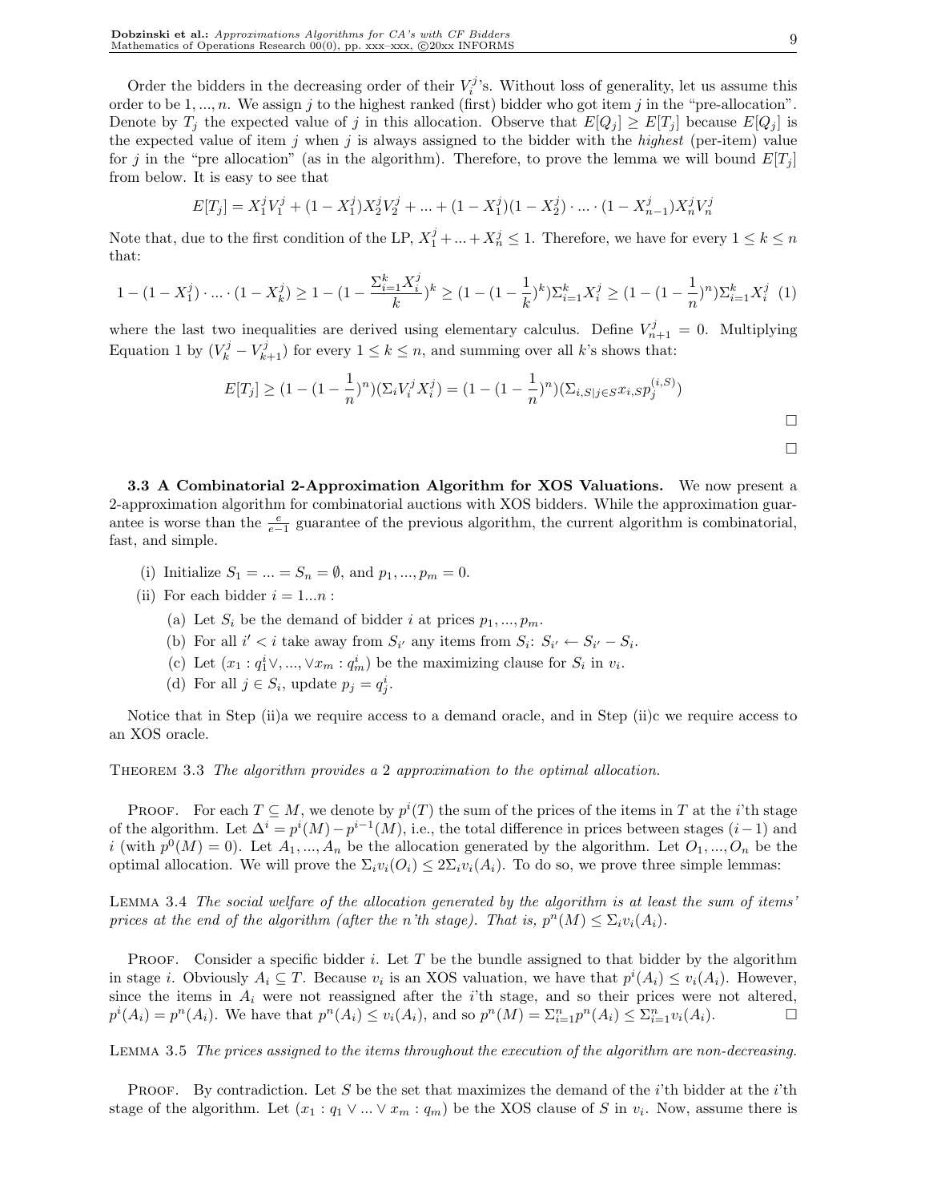Order the bidders in the decreasing order of their $V_i^j$'s. Without loss of generality, let us assume this order to be $1, ..., n$. We assign $j$ to the highest ranked (first) bidder who got item $j$ in the "pre-allocation". Denote by $T_j$ the expected value of $j$ in this allocation. Observe that $E[Q_j] \geq E[T_j]$ because $E[Q_j]$ is the expected value of item $j$ when $j$ is always assigned to the bidder with the *highest* (per-item) value for $j$ in the "pre allocation" (as in the algorithm). Therefore, to prove the lemma we will bound $E[T_j]$ from below. It is easy to see that

$$E[T_j] = X_1^j V_1^j + (1 - X_1^j) X_2^j V_2^j + ... + (1 - X_1^j)(1 - X_2^j) \cdot ... \cdot (1 - X_{n-1}^j) X_n^j V_n^j$$

Note that, due to the first condition of the LP, $X_1^j + ... + X_n^j \leq 1$. Therefore, we have for every $1 \leq k \leq n$ that:

$$1 - (1 - X_1^j) \cdot ... \cdot (1 - X_k^j) \geq 1 - (1 - \frac{\Sigma_{i=1}^k X_i^j}{k})^k \geq (1 - (1 - \frac{1}{k})^k) \Sigma_{i=1}^k X_i^j \geq (1 - (1 - \frac{1}{n})^n) \Sigma_{i=1}^k X_i^j \quad (1)$$

where the last two inequalities are derived using elementary calculus. Define $V_{n+1}^j = 0$. Multiplying Equation 1 by $(V_k^j - V_{k+1}^j)$ for every $1 \leq k \leq n$, and summing over all $k$'s shows that:

$$E[T_j] \geq (1 - (1 - \frac{1}{n})^n)(\Sigma_i V_i^j X_i^j) = (1 - (1 - \frac{1}{n})^n)(\Sigma_{i,S|j \in S} x_{i,S} p_j^{(i,S)})$$

□

□

**3.3 A Combinatorial 2-Approximation Algorithm for XOS Valuations.** We now present a 2-approximation algorithm for combinatorial auctions with XOS bidders. While the approximation guarantee is worse than the $\frac{e}{e-1}$ guarantee of the previous algorithm, the current algorithm is combinatorial, fast, and simple.

(i) Initialize $S_1 = ... = S_n = \emptyset$, and $p_1, ..., p_m = 0$.

(ii) For each bidder $i = 1...n$ :

  (a) Let $S_i$ be the demand of bidder $i$ at prices $p_1, ..., p_m$.

  (b) For all $i' < i$ take away from $S_{i'}$ any items from $S_i$: $S_{i'} \leftarrow S_{i'} - S_i$.

  (c) Let $(x_1 : q_1^i \vee, ..., \vee x_m : q_m^i)$ be the maximizing clause for $S_i$ in $v_i$.

  (d) For all $j \in S_i$, update $p_j = q_j^i$.

Notice that in Step (ii)a we require access to a demand oracle, and in Step (ii)c we require access to an XOS oracle.

THEOREM 3.3 *The algorithm provides a 2 approximation to the optimal allocation.*

PROOF. For each $T \subseteq M$, we denote by $p^i(T)$ the sum of the prices of the items in $T$ at the $i$'th stage of the algorithm. Let $\Delta^i = p^i(M) - p^{i-1}(M)$, i.e., the total difference in prices between stages $(i-1)$ and $i$ (with $p^0(M) = 0$). Let $A_1, ..., A_n$ be the allocation generated by the algorithm. Let $O_1, ..., O_n$ be the optimal allocation. We will prove the $\Sigma_i v_i(O_i) \leq 2\Sigma_i v_i(A_i)$. To do so, we prove three simple lemmas:

LEMMA 3.4 *The social welfare of the allocation generated by the algorithm is at least the sum of items' prices at the end of the algorithm (after the n'th stage). That is,* $p^n(M) \leq \Sigma_i v_i(A_i)$.

PROOF. Consider a specific bidder $i$. Let $T$ be the bundle assigned to that bidder by the algorithm in stage $i$. Obviously $A_i \subseteq T$. Because $v_i$ is an XOS valuation, we have that $p^i(A_i) \leq v_i(A_i)$. However, since the items in $A_i$ were not reassigned after the $i$'th stage, and so their prices were not altered, $p^i(A_i) = p^n(A_i)$. We have that $p^n(A_i) \leq v_i(A_i)$, and so $p^n(M) = \Sigma_{i=1}^n p^n(A_i) \leq \Sigma_{i=1}^n v_i(A_i)$. □

LEMMA 3.5 *The prices assigned to the items throughout the execution of the algorithm are non-decreasing.*

PROOF. By contradiction. Let $S$ be the set that maximizes the demand of the $i$'th bidder at the $i$'th stage of the algorithm. Let $(x_1 : q_1 \vee ... \vee x_m : q_m)$ be the XOS clause of $S$ in $v_i$. Now, assume there is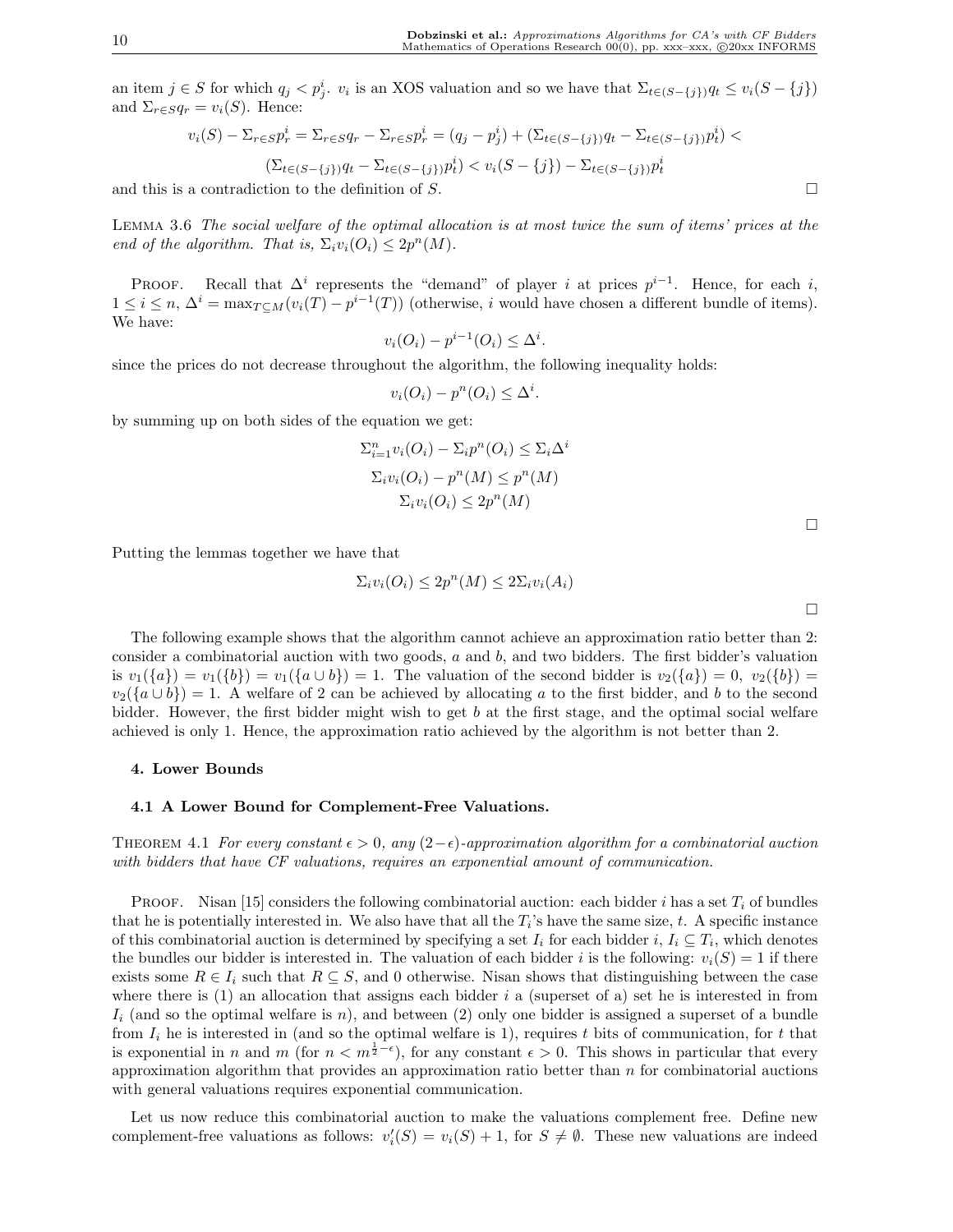an item $j \in S$ for which $q_j < p^i_j$. $v_i$ is an XOS valuation and so we have that $\Sigma_{t\in(S-\{j\})}q_t \le v_i(S-\{j\})$ and $\Sigma_{r\in S}q_r = v_i(S)$. Hence:

$$v_i(S) - \Sigma_{r\in S}p^i_r = \Sigma_{r\in S}q_r - \Sigma_{r\in S}p^i_r = (q_j - p^i_j) + (\Sigma_{t\in(S-\{j\})}q_t - \Sigma_{t\in(S-\{j\})}p^i_t) <$$

$$(\Sigma_{t\in(S-\{j\})}q_t - \Sigma_{t\in(S-\{j\})}p^i_t) < v_i(S-\{j\}) - \Sigma_{t\in(S-\{j\})}p^i_t$$

and this is a contradiction to the definition of $S$. □

LEMMA 3.6 *The social welfare of the optimal allocation is at most twice the sum of items' prices at the end of the algorithm. That is, $\Sigma_i v_i(O_i) \le 2p^n(M)$.*

PROOF. Recall that $\Delta^i$ represents the "demand" of player $i$ at prices $p^{i-1}$. Hence, for each $i$, $1 \le i \le n$, $\Delta^i = \max_{T\subseteq M}(v_i(T) - p^{i-1}(T))$ (otherwise, $i$ would have chosen a different bundle of items). We have:

$$v_i(O_i) - p^{i-1}(O_i) \le \Delta^i.$$

since the prices do not decrease throughout the algorithm, the following inequality holds:

$$v_i(O_i) - p^n(O_i) \le \Delta^i.$$

by summing up on both sides of the equation we get:

$$\Sigma_{i=1}^n v_i(O_i) - \Sigma_i p^n(O_i) \le \Sigma_i \Delta^i$$

$$\Sigma_i v_i(O_i) - p^n(M) \le p^n(M)$$

$$\Sigma_i v_i(O_i) \le 2p^n(M)$$

□

Putting the lemmas together we have that

$$\Sigma_i v_i(O_i) \le 2p^n(M) \le 2\Sigma_i v_i(A_i)$$

□

The following example shows that the algorithm cannot achieve an approximation ratio better than 2: consider a combinatorial auction with two goods, $a$ and $b$, and two bidders. The first bidder's valuation is $v_1(\{a\}) = v_1(\{b\}) = v_1(\{a \cup b\}) = 1$. The valuation of the second bidder is $v_2(\{a\}) = 0$, $v_2(\{b\}) = v_2(\{a \cup b\}) = 1$. A welfare of 2 can be achieved by allocating $a$ to the first bidder, and $b$ to the second bidder. However, the first bidder might wish to get $b$ at the first stage, and the optimal social welfare achieved is only 1. Hence, the approximation ratio achieved by the algorithm is not better than 2.

## 4. Lower Bounds

### 4.1 A Lower Bound for Complement-Free Valuations.

THEOREM 4.1 *For every constant $\epsilon > 0$, any $(2-\epsilon)$-approximation algorithm for a combinatorial auction with bidders that have CF valuations, requires an exponential amount of communication.*

PROOF. Nisan [15] considers the following combinatorial auction: each bidder $i$ has a set $T_i$ of bundles that he is potentially interested in. We also have that all the $T_i$'s have the same size, $t$. A specific instance of this combinatorial auction is determined by specifying a set $I_i$ for each bidder $i$, $I_i \subseteq T_i$, which denotes the bundles our bidder is interested in. The valuation of each bidder $i$ is the following: $v_i(S) = 1$ if there exists some $R \in I_i$ such that $R \subseteq S$, and 0 otherwise. Nisan shows that distinguishing between the case where there is (1) an allocation that assigns each bidder $i$ a (superset of a) set he is interested in from $I_i$ (and so the optimal welfare is $n$), and between (2) only one bidder is assigned a superset of a bundle from $I_i$ he is interested in (and so the optimal welfare is 1), requires $t$ bits of communication, for $t$ that is exponential in $n$ and $m$ (for $n < m^{\frac{1}{2}-\epsilon}$), for any constant $\epsilon > 0$. This shows in particular that every approximation algorithm that provides an approximation ratio better than $n$ for combinatorial auctions with general valuations requires exponential communication.

Let us now reduce this combinatorial auction to make the valuations complement free. Define new complement-free valuations as follows: $v'_i(S) = v_i(S) + 1$, for $S \neq \emptyset$. These new valuations are indeed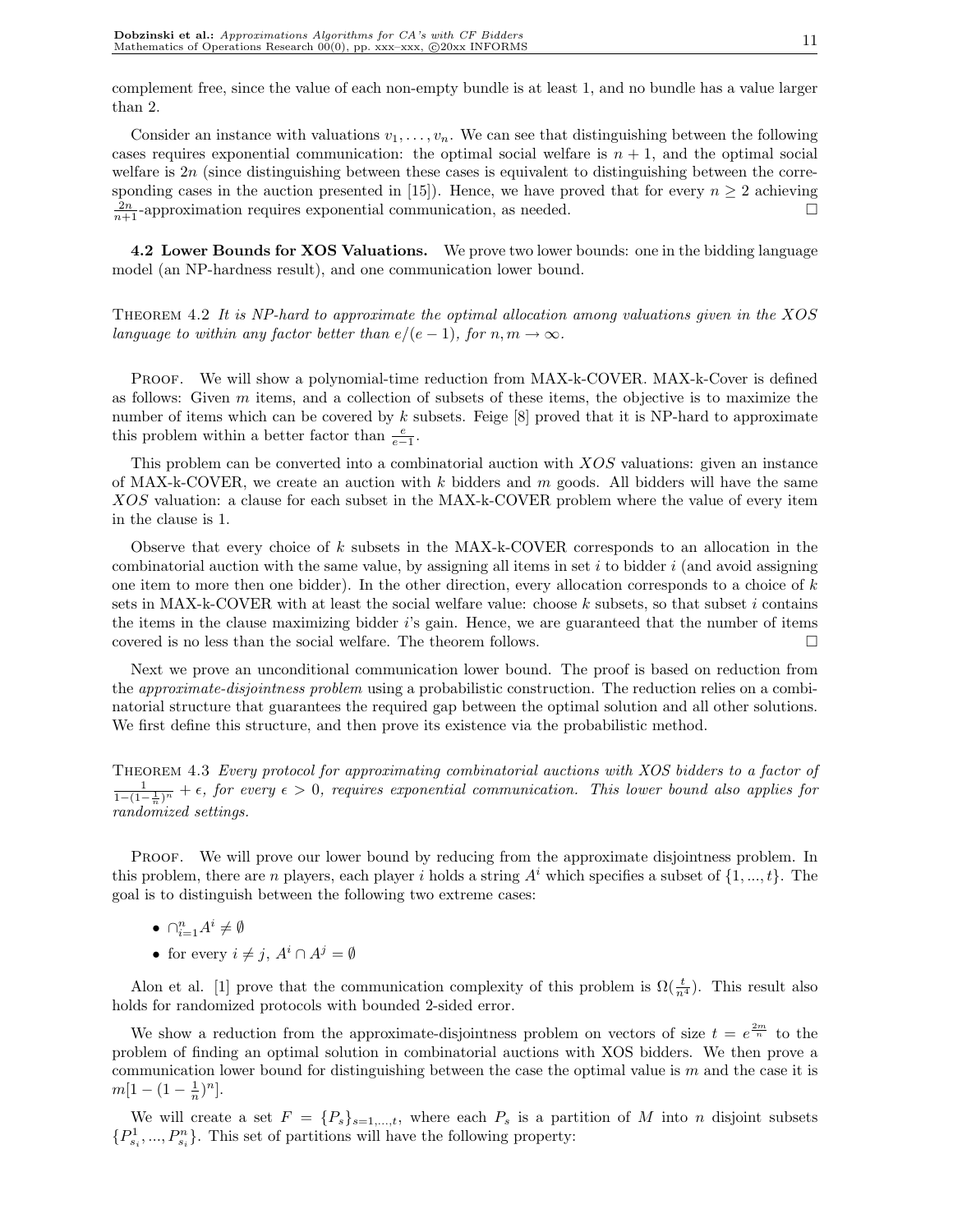complement free, since the value of each non-empty bundle is at least 1, and no bundle has a value larger than 2.

Consider an instance with valuations $v_1, \ldots, v_n$. We can see that distinguishing between the following cases requires exponential communication: the optimal social welfare is $n+1$, and the optimal social welfare is $2n$ (since distinguishing between these cases is equivalent to distinguishing between the corresponding cases in the auction presented in [15]). Hence, we have proved that for every $n \geq 2$ achieving $\frac{2n}{n+1}$-approximation requires exponential communication, as needed. □

**4.2 Lower Bounds for XOS Valuations.** We prove two lower bounds: one in the bidding language model (an NP-hardness result), and one communication lower bound.

Theorem 4.2 *It is NP-hard to approximate the optimal allocation among valuations given in the XOS language to within any factor better than $e/(e-1)$, for $n, m \to \infty$.*

Proof. We will show a polynomial-time reduction from MAX-k-COVER. MAX-k-Cover is defined as follows: Given $m$ items, and a collection of subsets of these items, the objective is to maximize the number of items which can be covered by $k$ subsets. Feige [8] proved that it is NP-hard to approximate this problem within a better factor than $\frac{e}{e-1}$.

This problem can be converted into a combinatorial auction with $XOS$ valuations: given an instance of MAX-k-COVER, we create an auction with $k$ bidders and $m$ goods. All bidders will have the same $XOS$ valuation: a clause for each subset in the MAX-k-COVER problem where the value of every item in the clause is 1.

Observe that every choice of $k$ subsets in the MAX-k-COVER corresponds to an allocation in the combinatorial auction with the same value, by assigning all items in set $i$ to bidder $i$ (and avoid assigning one item to more then one bidder). In the other direction, every allocation corresponds to a choice of $k$ sets in MAX-k-COVER with at least the social welfare value: choose $k$ subsets, so that subset $i$ contains the items in the clause maximizing bidder $i$'s gain. Hence, we are guaranteed that the number of items covered is no less than the social welfare. The theorem follows. □

Next we prove an unconditional communication lower bound. The proof is based on reduction from the *approximate-disjointness problem* using a probabilistic construction. The reduction relies on a combinatorial structure that guarantees the required gap between the optimal solution and all other solutions. We first define this structure, and then prove its existence via the probabilistic method.

Theorem 4.3 *Every protocol for approximating combinatorial auctions with XOS bidders to a factor of $\frac{1}{1-(1-\frac{1}{n})^n} + \epsilon$, for every $\epsilon > 0$, requires exponential communication. This lower bound also applies for randomized settings.*

Proof. We will prove our lower bound by reducing from the approximate disjointness problem. In this problem, there are $n$ players, each player $i$ holds a string $A^i$ which specifies a subset of $\{1, ..., t\}$. The goal is to distinguish between the following two extreme cases:

- $\cap_{i=1}^{n} A^i \neq \emptyset$
- for every $i \neq j$, $A^i \cap A^j = \emptyset$

Alon et al. [1] prove that the communication complexity of this problem is $\Omega(\frac{t}{n^4})$. This result also holds for randomized protocols with bounded 2-sided error.

We show a reduction from the approximate-disjointness problem on vectors of size $t = e^{\frac{2m}{n}}$ to the problem of finding an optimal solution in combinatorial auctions with XOS bidders. We then prove a communication lower bound for distinguishing between the case the optimal value is $m$ and the case it is $m[1-(1-\frac{1}{n})^n]$.

We will create a set $F = \{P_s\}_{s=1,\ldots,t}$, where each $P_s$ is a partition of $M$ into $n$ disjoint subsets $\{P_{s_i}^1, ..., P_{s_i}^n\}$. This set of partitions will have the following property: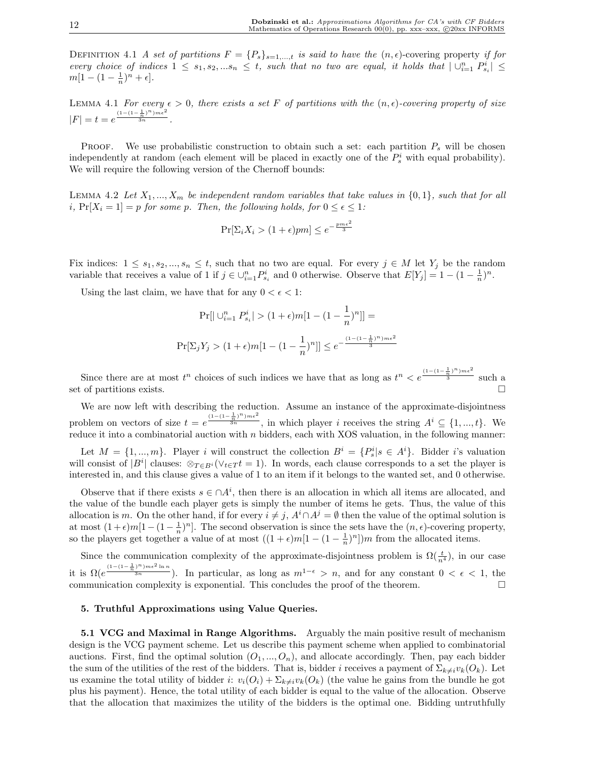Definition 4.1 *A set of partitions $F = \{P_s\}_{s=1,...,t}$ is said to have the* $(n, \epsilon)$-covering property *if for every choice of indices $1 \leq s_1, s_2, ...s_n \leq t$, such that no two are equal, it holds that $| \cup_{i=1}^{n} P_{s_i}^i| \leq m[1 - (1 - \frac{1}{n})^n + \epsilon]$.*

Lemma 4.1 *For every $\epsilon > 0$, there exists a set $F$ of partitions with the $(n, \epsilon)$-covering property of size $|F| = t = e^{\frac{(1-(1-\frac{1}{n})^n)m\epsilon^2}{3n}}$.*

Proof. We use probabilistic construction to obtain such a set: each partition $P_s$ will be chosen independently at random (each element will be placed in exactly one of the $P_s^i$ with equal probability). We will require the following version of the Chernoff bounds:

Lemma 4.2 *Let $X_1, ..., X_m$ be independent random variables that take values in $\{0, 1\}$, such that for all $i$, $\Pr[X_i = 1] = p$ for some $p$. Then, the following holds, for $0 \leq \epsilon \leq 1$:*

$$\Pr[\Sigma_i X_i > (1 + \epsilon)pm] \leq e^{-\frac{pm\epsilon^2}{3}}$$

Fix indices: $1 \leq s_1, s_2, ..., s_n \leq t$, such that no two are equal. For every $j \in M$ let $Y_j$ be the random variable that receives a value of 1 if $j \in \cup_{i=1}^{n} P_{s_i}^i$ and 0 otherwise. Observe that $E[Y_j] = 1 - (1 - \frac{1}{n})^n$.

Using the last claim, we have that for any $0 < \epsilon < 1$:

$$\Pr[| \cup_{i=1}^{n} P_{s_i}^i| > (1 + \epsilon)m[1 - (1 - \frac{1}{n})^n]] =$$

$$\Pr[\Sigma_j Y_j > (1 + \epsilon)m[1 - (1 - \frac{1}{n})^n]] \leq e^{-\frac{(1-(1-\frac{1}{n})^n)m\epsilon^2}{3}}$$

Since there are at most $t^n$ choices of such indices we have that as long as $t^n < e^{\frac{(1-(1-\frac{1}{n})^n)m\epsilon^2}{3}}$ such a set of partitions exists. □

We are now left with describing the reduction. Assume an instance of the approximate-disjointness problem on vectors of size $t = e^{\frac{(1-(1-\frac{1}{n})^n)m\epsilon^2}{3n}}$, in which player $i$ receives the string $A^i \subseteq \{1, ..., t\}$. We reduce it into a combinatorial auction with $n$ bidders, each with XOS valuation, in the following manner:

Let $M = \{1, ..., m\}$. Player $i$ will construct the collection $B^i = \{P_s^i | s \in A^i\}$. Bidder $i$'s valuation will consist of $|B^i|$ clauses: $\otimes_{T \in B^i}(\vee_{t \in T} t = 1)$. In words, each clause corresponds to a set the player is interested in, and this clause gives a value of 1 to an item if it belongs to the wanted set, and 0 otherwise.

Observe that if there exists $s \in \cap A^i$, then there is an allocation in which all items are allocated, and the value of the bundle each player gets is simply the number of items he gets. Thus, the value of this allocation is $m$. On the other hand, if for every $i \neq j$, $A^i \cap A^j = \emptyset$ then the value of the optimal solution is at most $(1 + \epsilon)m[1 - (1 - \frac{1}{n})^n]$. The second observation is since the sets have the $(n, \epsilon)$-covering property, so the players get together a value of at most $((1 + \epsilon)m[1 - (1 - \frac{1}{n})^n])m$ from the allocated items.

Since the communication complexity of the approximate-disjointness problem is $\Omega(\frac{t}{n^4})$, in our case it is $\Omega(e^{\frac{(1-(1-\frac{1}{n})^n)m\epsilon^2 \ln n}{3n}})$. In particular, as long as $m^{1-\epsilon} > n$, and for any constant $0 < \epsilon < 1$, the communication complexity is exponential. This concludes the proof of the theorem. □

## 5. Truthful Approximations using Value Queries.

**5.1 VCG and Maximal in Range Algorithms.** Arguably the main positive result of mechanism design is the VCG payment scheme. Let us describe this payment scheme when applied to combinatorial auctions. First, find the optimal solution $(O_1, ..., O_n)$, and allocate accordingly. Then, pay each bidder the sum of the utilities of the rest of the bidders. That is, bidder $i$ receives a payment of $\Sigma_{k \neq i} v_k(O_k)$. Let us examine the total utility of bidder $i$: $v_i(O_i) + \Sigma_{k \neq i} v_k(O_k)$ (the value he gains from the bundle he got plus his payment). Hence, the total utility of each bidder is equal to the value of the allocation. Observe that the allocation that maximizes the utility of the bidders is the optimal one. Bidding untruthfully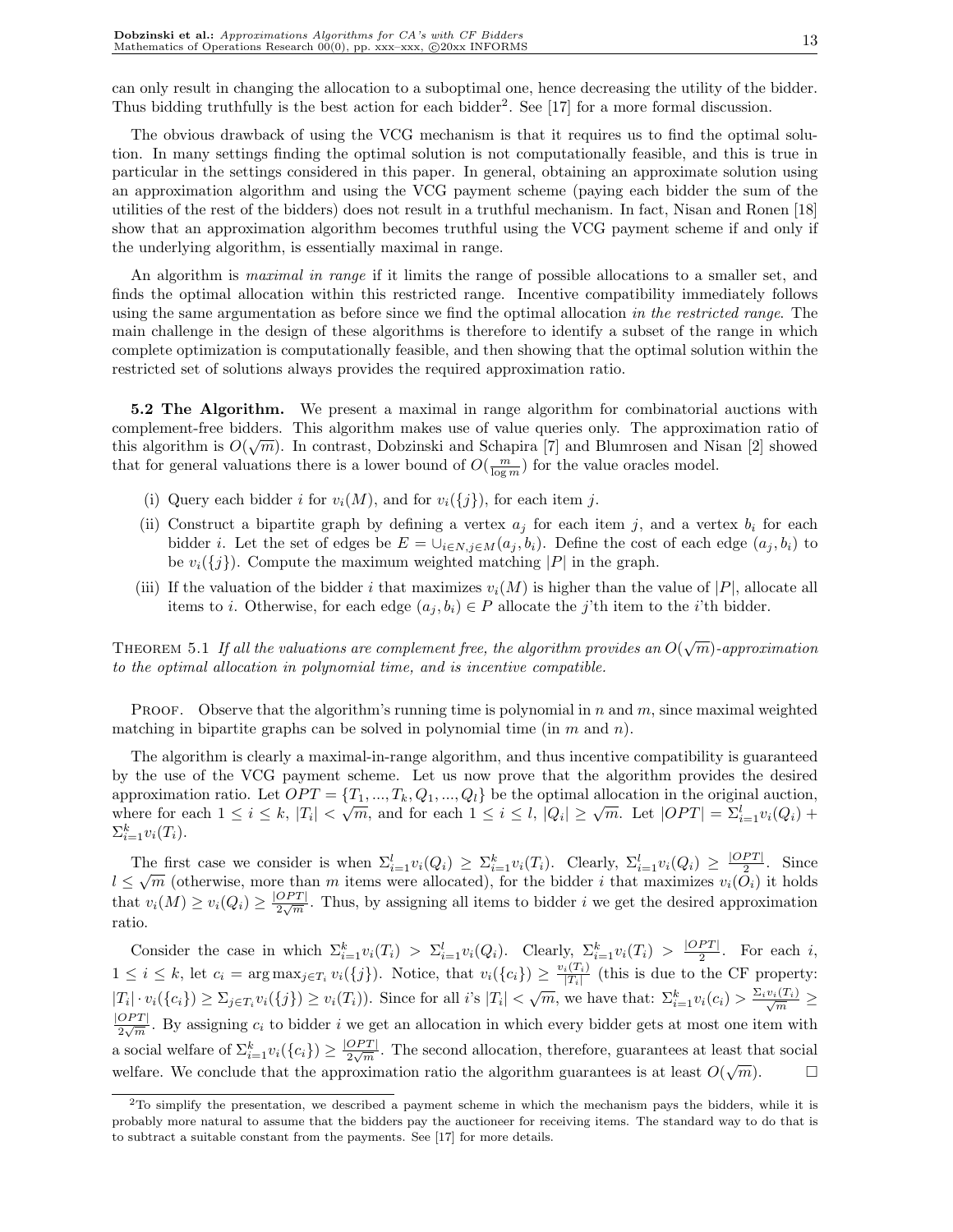can only result in changing the allocation to a suboptimal one, hence decreasing the utility of the bidder. Thus bidding truthfully is the best action for each bidder[2]. See [17] for a more formal discussion.

The obvious drawback of using the VCG mechanism is that it requires us to find the optimal solution. In many settings finding the optimal solution is not computationally feasible, and this is true in particular in the settings considered in this paper. In general, obtaining an approximate solution using an approximation algorithm and using the VCG payment scheme (paying each bidder the sum of the utilities of the rest of the bidders) does not result in a truthful mechanism. In fact, Nisan and Ronen [18] show that an approximation algorithm becomes truthful using the VCG payment scheme if and only if the underlying algorithm, is essentially maximal in range.

An algorithm is *maximal in range* if it limits the range of possible allocations to a smaller set, and finds the optimal allocation within this restricted range. Incentive compatibility immediately follows using the same argumentation as before since we find the optimal allocation *in the restricted range*. The main challenge in the design of these algorithms is therefore to identify a subset of the range in which complete optimization is computationally feasible, and then showing that the optimal solution within the restricted set of solutions always provides the required approximation ratio.

**5.2 The Algorithm.** We present a maximal in range algorithm for combinatorial auctions with complement-free bidders. This algorithm makes use of value queries only. The approximation ratio of this algorithm is $O(\sqrt{m})$. In contrast, Dobzinski and Schapira [7] and Blumrosen and Nisan [2] showed that for general valuations there is a lower bound of $O(\frac{m}{\log m})$ for the value oracles model.

(i) Query each bidder $i$ for $v_i(M)$, and for $v_i(\{j\})$, for each item $j$.

(ii) Construct a bipartite graph by defining a vertex $a_j$ for each item $j$, and a vertex $b_i$ for each bidder $i$. Let the set of edges be $E = \cup_{i \in N, j \in M}(a_j, b_i)$. Define the cost of each edge $(a_j, b_i)$ to be $v_i(\{j\})$. Compute the maximum weighted matching $|P|$ in the graph.

(iii) If the valuation of the bidder $i$ that maximizes $v_i(M)$ is higher than the value of $|P|$, allocate all items to $i$. Otherwise, for each edge $(a_j, b_i) \in P$ allocate the $j$'th item to the $i$'th bidder.

Theorem 5.1 *If all the valuations are complement free, the algorithm provides an $O(\sqrt{m})$-approximation to the optimal allocation in polynomial time, and is incentive compatible.*

Proof. Observe that the algorithm's running time is polynomial in $n$ and $m$, since maximal weighted matching in bipartite graphs can be solved in polynomial time (in $m$ and $n$).

The algorithm is clearly a maximal-in-range algorithm, and thus incentive compatibility is guaranteed by the use of the VCG payment scheme. Let us now prove that the algorithm provides the desired approximation ratio. Let $OPT = \{T_1, ..., T_k, Q_1, ..., Q_l\}$ be the optimal allocation in the original auction, where for each $1 \leq i \leq k$, $|T_i| < \sqrt{m}$, and for each $1 \leq i \leq l$, $|Q_i| \geq \sqrt{m}$. Let $|OPT| = \Sigma_{i=1}^{l} v_i(Q_i) + \Sigma_{i=1}^{k} v_i(T_i)$.

The first case we consider is when $\Sigma_{i=1}^{l} v_i(Q_i) \geq \Sigma_{i=1}^{k} v_i(T_i)$. Clearly, $\Sigma_{i=1}^{l} v_i(Q_i) \geq \frac{|OPT|}{2}$. Since $l \leq \sqrt{m}$ (otherwise, more than $m$ items were allocated), for the bidder $i$ that maximizes $v_i(O_i)$ it holds that $v_i(M) \geq v_i(Q_i) \geq \frac{|OPT|}{2\sqrt{m}}$. Thus, by assigning all items to bidder $i$ we get the desired approximation ratio.

Consider the case in which $\Sigma_{i=1}^{k} v_i(T_i) > \Sigma_{i=1}^{l} v_i(Q_i)$. Clearly, $\Sigma_{i=1}^{k} v_i(T_i) > \frac{|OPT|}{2}$. For each $i$, $1 \leq i \leq k$, let $c_i = \arg\max_{j \in T_i} v_i(\{j\})$. Notice, that $v_i(\{c_i\}) \geq \frac{v_i(T_i)}{|T_i|}$ (this is due to the CF property: $|T_i| \cdot v_i(\{c_i\}) \geq \Sigma_{j \in T_i} v_i(\{j\}) \geq v_i(T_i)$). Since for all $i$'s $|T_i| < \sqrt{m}$, we have that: $\Sigma_{i=1}^{k} v_i(c_i) > \frac{\Sigma_i v_i(T_i)}{\sqrt{m}} \geq \frac{|OPT|}{2\sqrt{m}}$. By assigning $c_i$ to bidder $i$ we get an allocation in which every bidder gets at most one item with a social welfare of $\Sigma_{i=1}^{k} v_i(\{c_i\}) \geq \frac{|OPT|}{2\sqrt{m}}$. The second allocation, therefore, guarantees at least that social welfare. We conclude that the approximation ratio the algorithm guarantees is at least $O(\sqrt{m})$. □

[2] To simplify the presentation, we described a payment scheme in which the mechanism pays the bidders, while it is probably more natural to assume that the bidders pay the auctioneer for receiving items. The standard way to do that is to subtract a suitable constant from the payments. See [17] for more details.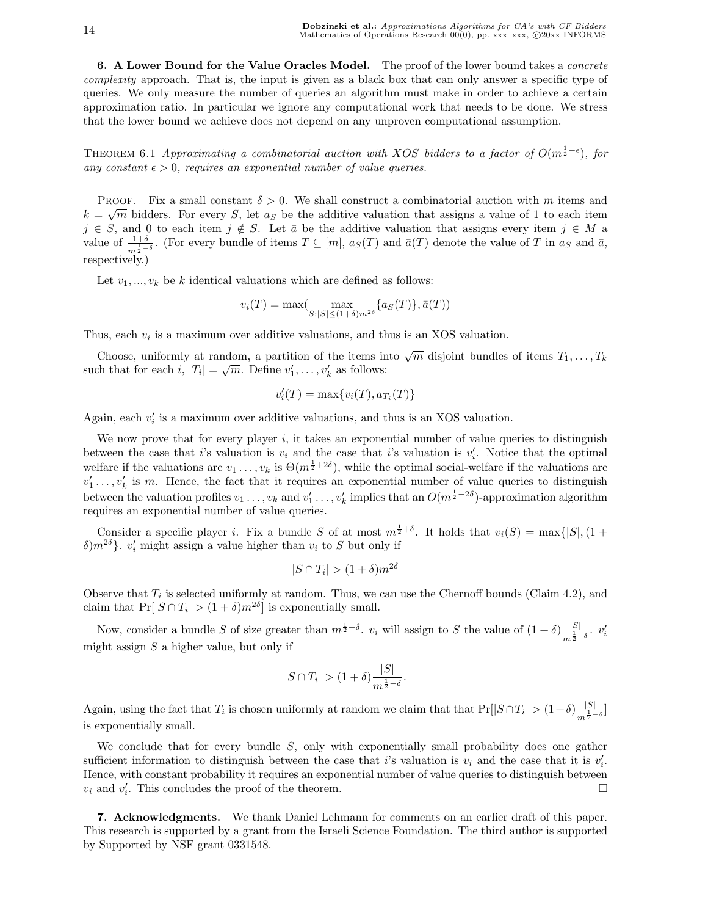**6. A Lower Bound for the Value Oracles Model.** The proof of the lower bound takes a *concrete complexity* approach. That is, the input is given as a black box that can only answer a specific type of queries. We only measure the number of queries an algorithm must make in order to achieve a certain approximation ratio. In particular we ignore any computational work that needs to be done. We stress that the lower bound we achieve does not depend on any unproven computational assumption.

THEOREM 6.1 *Approximating a combinatorial auction with XOS bidders to a factor of $O(m^{\frac{1}{2}-\epsilon})$, for any constant $\epsilon > 0$, requires an exponential number of value queries.*

PROOF. Fix a small constant $\delta > 0$. We shall construct a combinatorial auction with $m$ items and $k = \sqrt{m}$ bidders. For every $S$, let $a_S$ be the additive valuation that assigns a value of 1 to each item $j \in S$, and 0 to each item $j \notin S$. Let $\bar{a}$ be the additive valuation that assigns every item $j \in M$ a value of $\frac{1+\delta}{m^{\frac{1}{2}-\delta}}$. (For every bundle of items $T \subseteq [m]$, $a_S(T)$ and $\bar{a}(T)$ denote the value of $T$ in $a_S$ and $\bar{a}$, respectively.)

Let $v_1, ..., v_k$ be $k$ identical valuations which are defined as follows:

$$v_i(T) = \max\left(\max_{S:|S|\leq(1+\delta)m^{2\delta}}\{a_S(T)\}, \bar{a}(T)\right)$$

Thus, each $v_i$ is a maximum over additive valuations, and thus is an XOS valuation.

Choose, uniformly at random, a partition of the items into $\sqrt{m}$ disjoint bundles of items $T_1, \ldots, T_k$ such that for each $i$, $|T_i| = \sqrt{m}$. Define $v'_1, \ldots, v'_k$ as follows:

$$v'_i(T) = \max\{v_i(T), a_{T_i}(T)\}$$

Again, each $v'_i$ is a maximum over additive valuations, and thus is an XOS valuation.

We now prove that for every player $i$, it takes an exponential number of value queries to distinguish between the case that $i$'s valuation is $v_i$ and the case that $i$'s valuation is $v'_i$. Notice that the optimal welfare if the valuations are $v_1 \ldots, v_k$ is $\Theta(m^{\frac{1}{2}+2\delta})$, while the optimal social-welfare if the valuations are $v'_1 \ldots, v'_k$ is $m$. Hence, the fact that it requires an exponential number of value queries to distinguish between the valuation profiles $v_1 \ldots, v_k$ and $v'_1 \ldots, v'_k$ implies that an $O(m^{\frac{1}{2}-2\delta})$-approximation algorithm requires an exponential number of value queries.

Consider a specific player $i$. Fix a bundle $S$ of at most $m^{\frac{1}{2}+\delta}$. It holds that $v_i(S) = \max\{|S|, (1+\delta)m^{2\delta}\}$. $v'_i$ might assign a value higher than $v_i$ to $S$ but only if

$$|S \cap T_i| > (1+\delta)m^{2\delta}$$

Observe that $T_i$ is selected uniformly at random. Thus, we can use the Chernoff bounds (Claim 4.2), and claim that $\Pr[|S \cap T_i| > (1+\delta)m^{2\delta}]$ is exponentially small.

Now, consider a bundle $S$ of size greater than $m^{\frac{1}{2}+\delta}$. $v_i$ will assign to $S$ the value of $(1+\delta)\frac{|S|}{m^{\frac{1}{2}-\delta}}$. $v'_i$ might assign $S$ a higher value, but only if

$$|S \cap T_i| > (1+\delta)\frac{|S|}{m^{\frac{1}{2}-\delta}}.$$

Again, using the fact that $T_i$ is chosen uniformly at random we claim that that $\Pr[|S \cap T_i| > (1+\delta)\frac{|S|}{m^{\frac{1}{2}-\delta}}]$ is exponentially small.

We conclude that for every bundle $S$, only with exponentially small probability does one gather sufficient information to distinguish between the case that $i$'s valuation is $v_i$ and the case that it is $v'_i$. Hence, with constant probability it requires an exponential number of value queries to distinguish between $v_i$ and $v'_i$. This concludes the proof of the theorem. $\square$

**7. Acknowledgments.** We thank Daniel Lehmann for comments on an earlier draft of this paper. This research is supported by a grant from the Israeli Science Foundation. The third author is supported by Supported by NSF grant 0331548.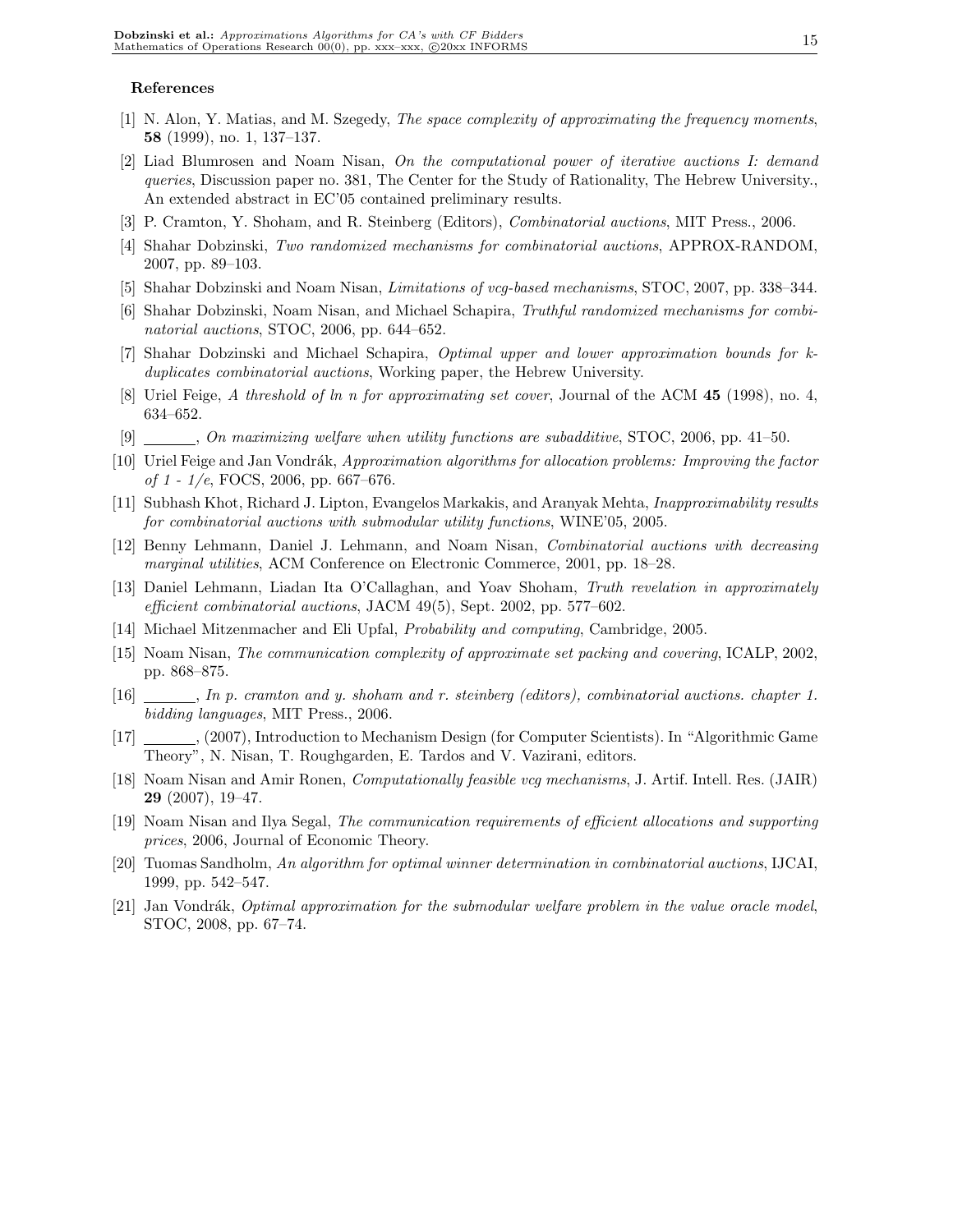#### References

[1] N. Alon, Y. Matias, and M. Szegedy, *The space complexity of approximating the frequency moments*, **58** (1999), no. 1, 137–137.

[2] Liad Blumrosen and Noam Nisan, *On the computational power of iterative auctions I: demand queries*, Discussion paper no. 381, The Center for the Study of Rationality, The Hebrew University., An extended abstract in EC'05 contained preliminary results.

[3] P. Cramton, Y. Shoham, and R. Steinberg (Editors), *Combinatorial auctions*, MIT Press., 2006.

[4] Shahar Dobzinski, *Two randomized mechanisms for combinatorial auctions*, APPROX-RANDOM, 2007, pp. 89–103.

[5] Shahar Dobzinski and Noam Nisan, *Limitations of vcg-based mechanisms*, STOC, 2007, pp. 338–344.

[6] Shahar Dobzinski, Noam Nisan, and Michael Schapira, *Truthful randomized mechanisms for combinatorial auctions*, STOC, 2006, pp. 644–652.

[7] Shahar Dobzinski and Michael Schapira, *Optimal upper and lower approximation bounds for k-duplicates combinatorial auctions*, Working paper, the Hebrew University.

[8] Uriel Feige, *A threshold of ln n for approximating set cover*, Journal of the ACM **45** (1998), no. 4, 634–652.

[9] ______, *On maximizing welfare when utility functions are subadditive*, STOC, 2006, pp. 41–50.

[10] Uriel Feige and Jan Vondrák, *Approximation algorithms for allocation problems: Improving the factor of 1 - 1/e*, FOCS, 2006, pp. 667–676.

[11] Subhash Khot, Richard J. Lipton, Evangelos Markakis, and Aranyak Mehta, *Inapproximability results for combinatorial auctions with submodular utility functions*, WINE'05, 2005.

[12] Benny Lehmann, Daniel J. Lehmann, and Noam Nisan, *Combinatorial auctions with decreasing marginal utilities*, ACM Conference on Electronic Commerce, 2001, pp. 18–28.

[13] Daniel Lehmann, Liadan Ita O'Callaghan, and Yoav Shoham, *Truth revelation in approximately efficient combinatorial auctions*, JACM 49(5), Sept. 2002, pp. 577–602.

[14] Michael Mitzenmacher and Eli Upfal, *Probability and computing*, Cambridge, 2005.

[15] Noam Nisan, *The communication complexity of approximate set packing and covering*, ICALP, 2002, pp. 868–875.

[16] ______, *In p. cramton and y. shoham and r. steinberg (editors), combinatorial auctions. chapter 1. bidding languages*, MIT Press., 2006.

[17] ______, (2007), Introduction to Mechanism Design (for Computer Scientists). In "Algorithmic Game Theory", N. Nisan, T. Roughgarden, E. Tardos and V. Vazirani, editors.

[18] Noam Nisan and Amir Ronen, *Computationally feasible vcg mechanisms*, J. Artif. Intell. Res. (JAIR) **29** (2007), 19–47.

[19] Noam Nisan and Ilya Segal, *The communication requirements of efficient allocations and supporting prices*, 2006, Journal of Economic Theory.

[20] Tuomas Sandholm, *An algorithm for optimal winner determination in combinatorial auctions*, IJCAI, 1999, pp. 542–547.

[21] Jan Vondrák, *Optimal approximation for the submodular welfare problem in the value oracle model*, STOC, 2008, pp. 67–74.